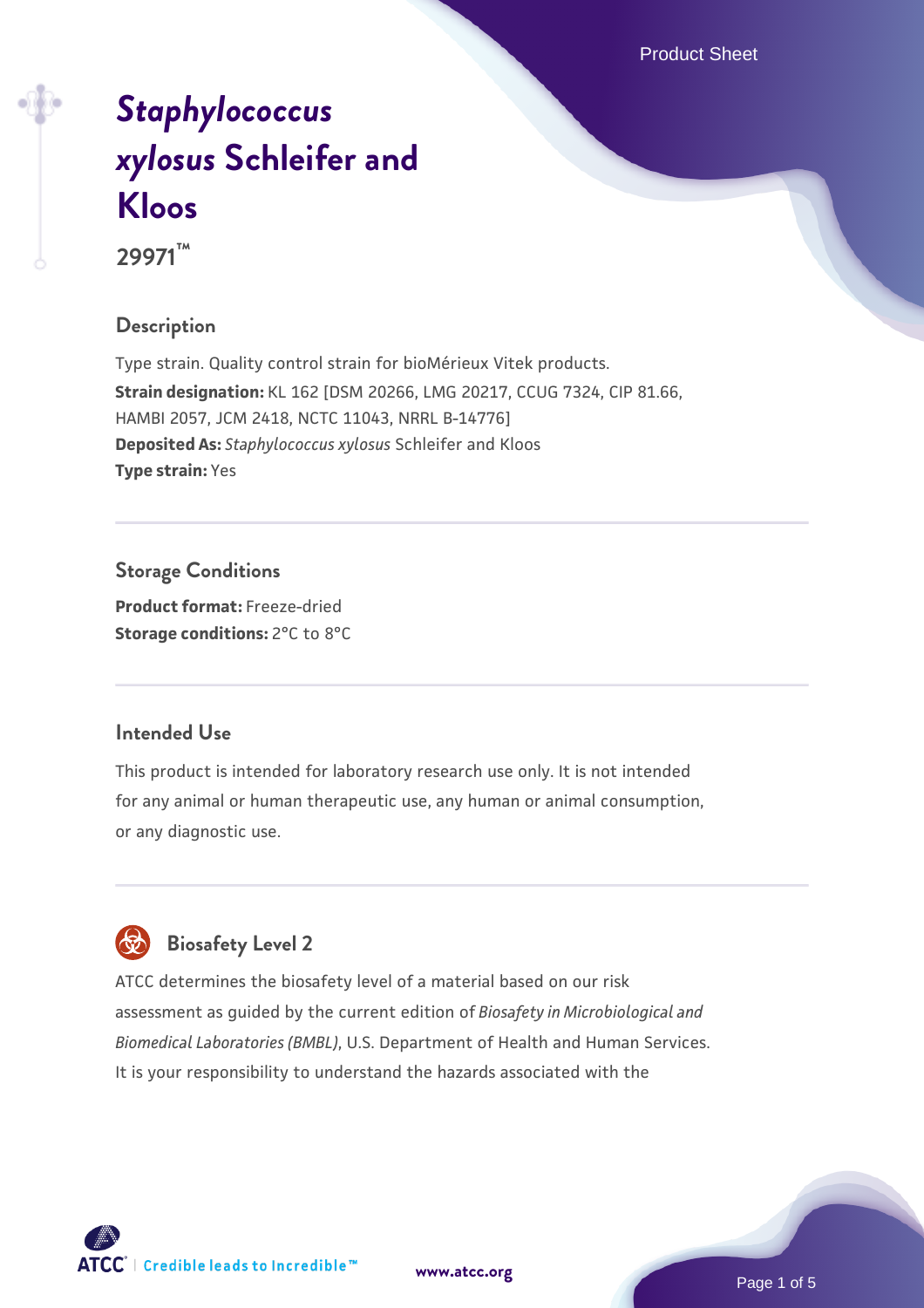Product Sheet

# *Staphylococcus xylosus* Schleifer and Kloos

**29971™**

## Description

Type strain. Quality control strain for bioMérieux Vitek products.

**Strain designation:** KL 162 [DSM 20266, LMG 20217, CCUG 7324, CIP 81.66, HAMBI 2057, JCM 2418, NCTC 11043, NRRL B-14776]

**Deposited As:** *Staphylococcus xylosus* Schleifer and Kloos

**Type strain:** Yes

## Storage Conditions

**Product format:** Freeze-dried

**Storage conditions:** 2°C to 8°C

## Intended Use

This product is intended for laboratory research use only. It is not intended for any animal or human therapeutic use, any human or animal consumption, or any diagnostic use.

## Biosafety Level 2

ATCC determines the biosafety level of a material based on our risk assessment as guided by the current edition of *Biosafety in Microbiological and Biomedical Laboratories (BMBL)*, U.S. Department of Health and Human Services. It is your responsibility to understand the hazards associated with the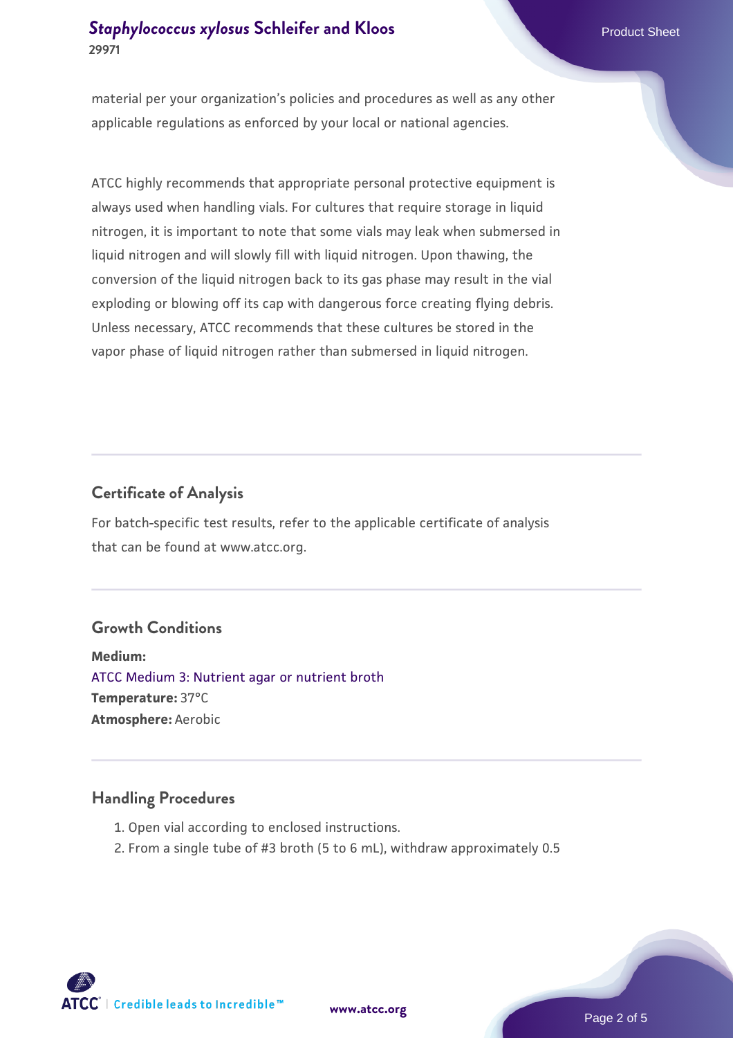material per your organization's policies and procedures as well as any other applicable regulations as enforced by your local or national agencies.

ATCC highly recommends that appropriate personal protective equipment is always used when handling vials. For cultures that require storage in liquid nitrogen, it is important to note that some vials may leak when submersed in liquid nitrogen and will slowly fill with liquid nitrogen. Upon thawing, the conversion of the liquid nitrogen back to its gas phase may result in the vial exploding or blowing off its cap with dangerous force creating flying debris. Unless necessary, ATCC recommends that these cultures be stored in the vapor phase of liquid nitrogen rather than submersed in liquid nitrogen.

## Certificate of Analysis

For batch-specific test results, refer to the applicable certificate of analysis that can be found at www.atcc.org.

## Growth Conditions

**Medium:**
ATCC Medium 3: Nutrient agar or nutrient broth
**Temperature:** 37°C
**Atmosphere:** Aerobic

## Handling Procedures

1. Open vial according to enclosed instructions.
2. From a single tube of #3 broth (5 to 6 mL), withdraw approximately 0.5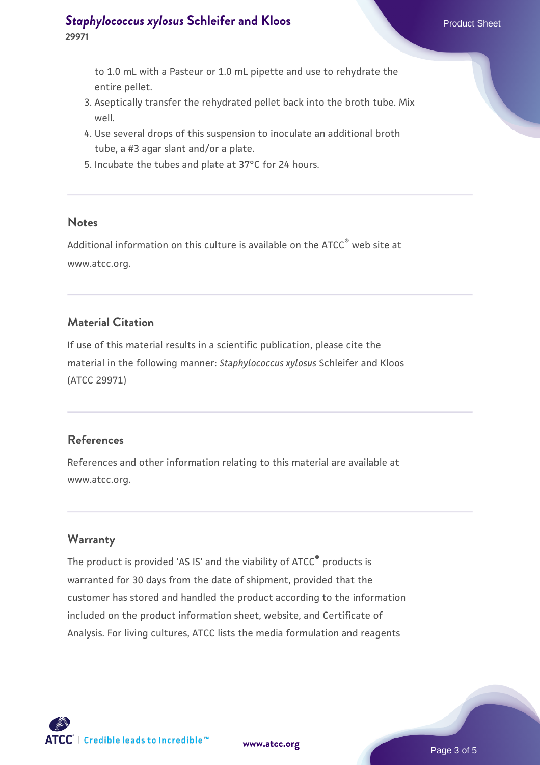to 1.0 mL with a Pasteur or 1.0 mL pipette and use to rehydrate the entire pellet.
3. Aseptically transfer the rehydrated pellet back into the broth tube. Mix well.
4. Use several drops of this suspension to inoculate an additional broth tube, a #3 agar slant and/or a plate.
5. Incubate the tubes and plate at 37°C for 24 hours.

## Notes

Additional information on this culture is available on the ATCC® web site at www.atcc.org.

## Material Citation

If use of this material results in a scientific publication, please cite the material in the following manner: *Staphylococcus xylosus* Schleifer and Kloos (ATCC 29971)

## References

References and other information relating to this material are available at www.atcc.org.

## Warranty

The product is provided 'AS IS' and the viability of ATCC® products is warranted for 30 days from the date of shipment, provided that the customer has stored and handled the product according to the information included on the product information sheet, website, and Certificate of Analysis. For living cultures, ATCC lists the media formulation and reagents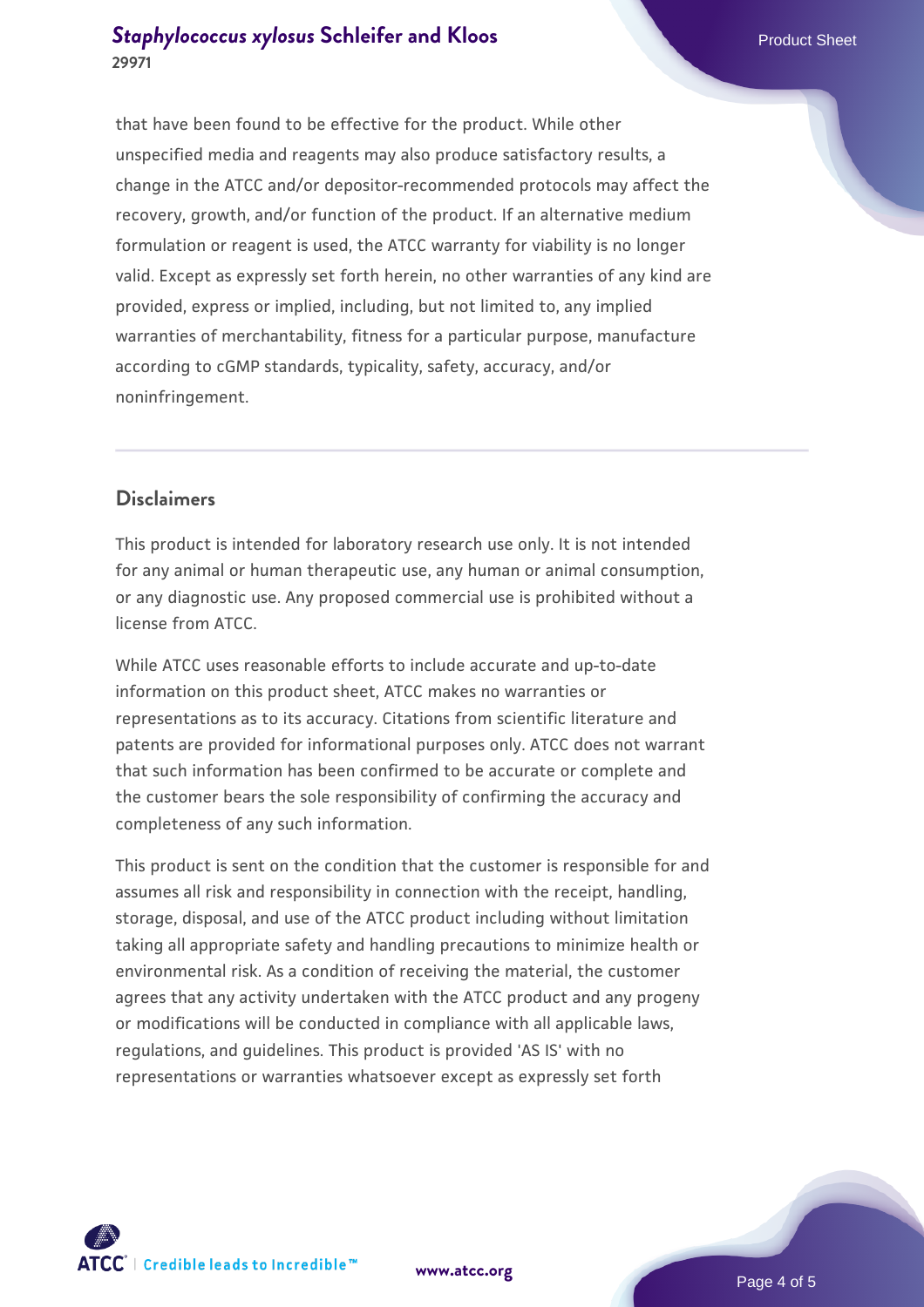that have been found to be effective for the product. While other unspecified media and reagents may also produce satisfactory results, a change in the ATCC and/or depositor-recommended protocols may affect the recovery, growth, and/or function of the product. If an alternative medium formulation or reagent is used, the ATCC warranty for viability is no longer valid. Except as expressly set forth herein, no other warranties of any kind are provided, express or implied, including, but not limited to, any implied warranties of merchantability, fitness for a particular purpose, manufacture according to cGMP standards, typicality, safety, accuracy, and/or noninfringement.

## Disclaimers

This product is intended for laboratory research use only. It is not intended for any animal or human therapeutic use, any human or animal consumption, or any diagnostic use. Any proposed commercial use is prohibited without a license from ATCC.

While ATCC uses reasonable efforts to include accurate and up-to-date information on this product sheet, ATCC makes no warranties or representations as to its accuracy. Citations from scientific literature and patents are provided for informational purposes only. ATCC does not warrant that such information has been confirmed to be accurate or complete and the customer bears the sole responsibility of confirming the accuracy and completeness of any such information.

This product is sent on the condition that the customer is responsible for and assumes all risk and responsibility in connection with the receipt, handling, storage, disposal, and use of the ATCC product including without limitation taking all appropriate safety and handling precautions to minimize health or environmental risk. As a condition of receiving the material, the customer agrees that any activity undertaken with the ATCC product and any progeny or modifications will be conducted in compliance with all applicable laws, regulations, and guidelines. This product is provided 'AS IS' with no representations or warranties whatsoever except as expressly set forth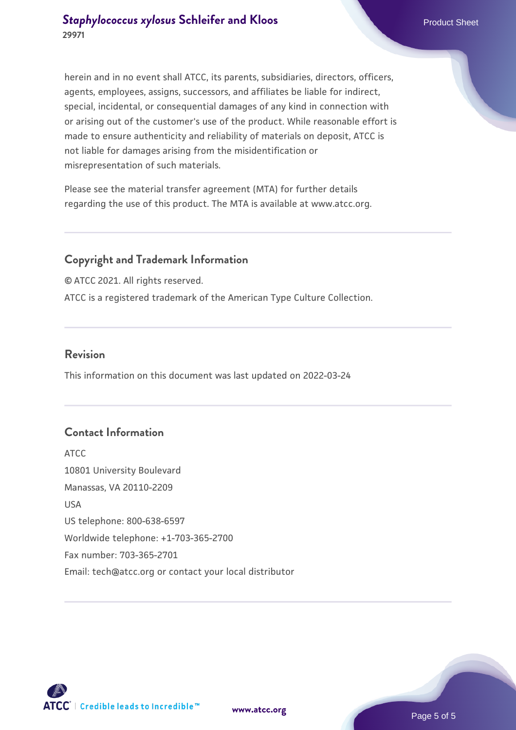herein and in no event shall ATCC, its parents, subsidiaries, directors, officers, agents, employees, assigns, successors, and affiliates be liable for indirect, special, incidental, or consequential damages of any kind in connection with or arising out of the customer's use of the product. While reasonable effort is made to ensure authenticity and reliability of materials on deposit, ATCC is not liable for damages arising from the misidentification or misrepresentation of such materials.

Please see the material transfer agreement (MTA) for further details regarding the use of this product. The MTA is available at www.atcc.org.

## Copyright and Trademark Information

© ATCC 2021. All rights reserved.

ATCC is a registered trademark of the American Type Culture Collection.

## Revision

This information on this document was last updated on 2022-03-24

## Contact Information

ATCC
10801 University Boulevard
Manassas, VA 20110-2209
USA
US telephone: 800-638-6597
Worldwide telephone: +1-703-365-2700
Fax number: 703-365-2701
Email: tech@atcc.org or contact your local distributor